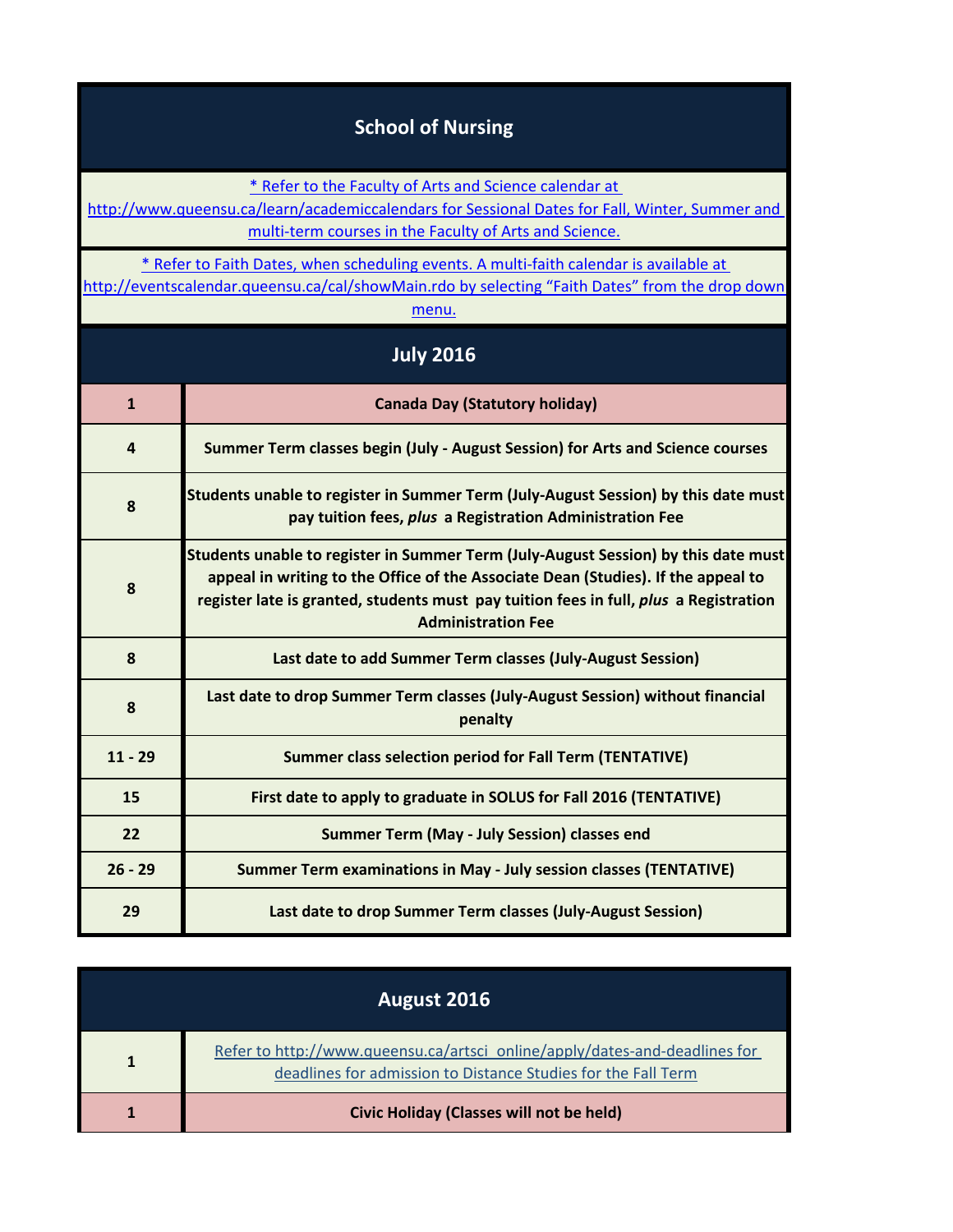# School of Nursing

[* Refer to the Faculty of Arts and Science calendar at http://www.queensu.ca/learn/academiccalendars for Sessional Dates for Fall, Winter, Summer and multi-term courses in the Faculty of Arts and Science.]

[* Refer to Faith Dates, when scheduling events. A multi-faith calendar is available at http://eventscalendar.queensu.ca/cal/showMain.rdo by selecting "Faith Dates" from the drop down menu.]

## July 2016

| Date | Event |
|---|---|
| 1 | **Canada Day (Statutory holiday)** |
| 4 | **Summer Term classes begin (July - August Session) for Arts and Science courses** |
| 8 | **Students unable to register in Summer Term (July-August Session) by this date must pay tuition fees, *plus* a Registration Administration Fee** |
| 8 | **Students unable to register in Summer Term (July-August Session) by this date must appeal in writing to the Office of the Associate Dean (Studies). If the appeal to register late is granted, students must pay tuition fees in full, *plus* a Registration Administration Fee** |
| 8 | **Last date to add Summer Term classes (July-August Session)** |
| 8 | **Last date to drop Summer Term classes (July-August Session) without financial penalty** |
| 11 - 29 | **Summer class selection period for Fall Term (TENTATIVE)** |
| 15 | **First date to apply to graduate in SOLUS for Fall 2016 (TENTATIVE)** |
| 22 | **Summer Term (May - July Session) classes end** |
| 26 - 29 | **Summer Term examinations in May - July session classes (TENTATIVE)** |
| 29 | **Last date to drop Summer Term classes (July-August Session)** |

## August 2016

| Date | Event |
|---|---|
| 1 | Refer to http://www.queensu.ca/artsci_online/apply/dates-and-deadlines for deadlines for admission to Distance Studies for the Fall Term |
| 1 | **Civic Holiday (Classes will not be held)** |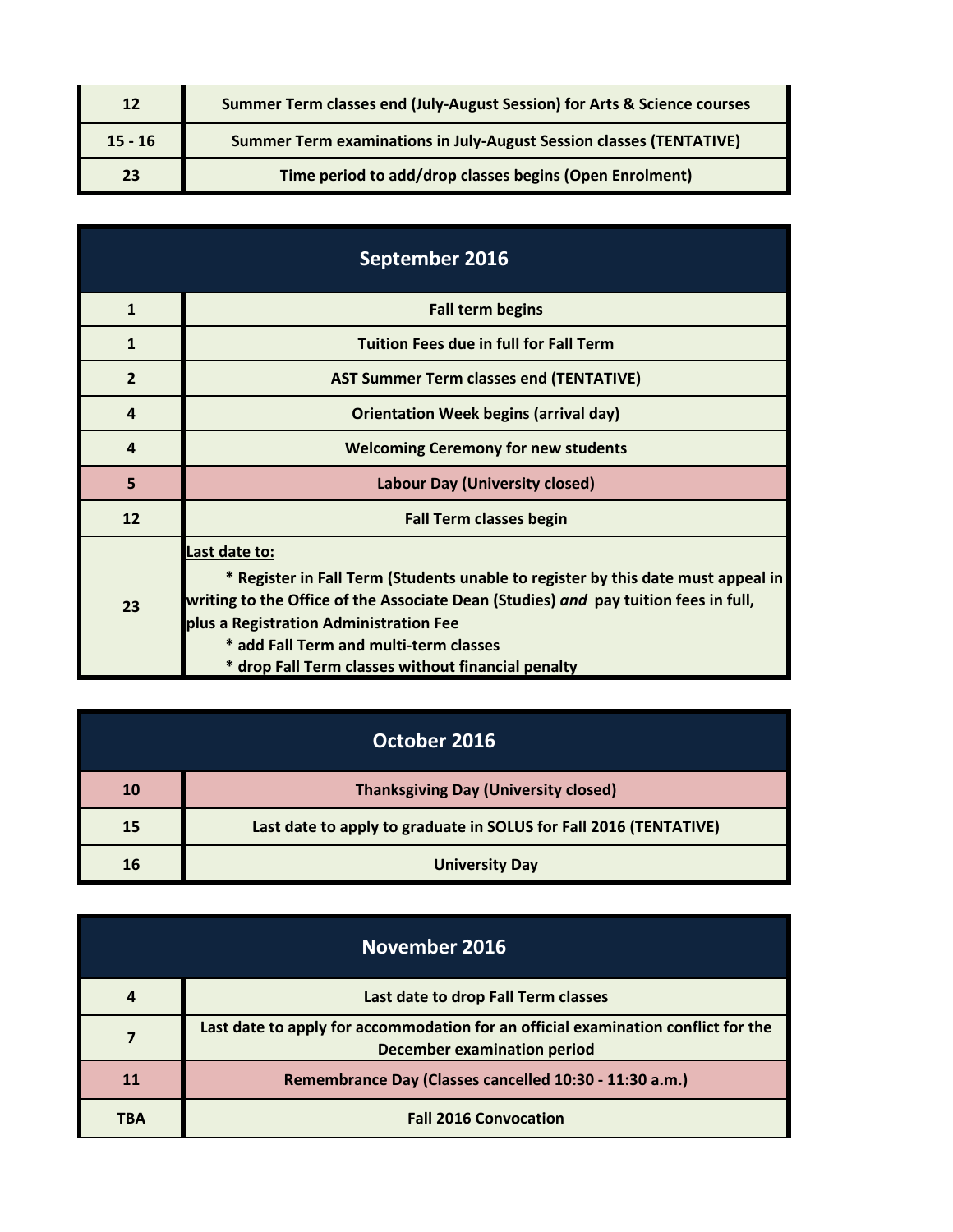| | |
|---|---|
| 12 | Summer Term classes end (July-August Session) for Arts & Science courses |
| 15 - 16 | Summer Term examinations in July-August Session classes (TENTATIVE) |
| 23 | Time period to add/drop classes begins (Open Enrolment) |

## September 2016

| | |
|---|---|
| 1 | Fall term begins |
| 1 | Tuition Fees due in full for Fall Term |
| 2 | AST Summer Term classes end (TENTATIVE) |
| 4 | Orientation Week begins (arrival day) |
| 4 | Welcoming Ceremony for new students |
| 5 | Labour Day (University closed) |
| 12 | Fall Term classes begin |
| 23 | Last date to:<br>* Register in Fall Term (Students unable to register by this date must appeal in writing to the Office of the Associate Dean (Studies) *and* pay tuition fees in full, plus a Registration Administration Fee<br>* add Fall Term and multi-term classes<br>* drop Fall Term classes without financial penalty |

## October 2016

| | |
|---|---|
| 10 | Thanksgiving Day (University closed) |
| 15 | Last date to apply to graduate in SOLUS for Fall 2016 (TENTATIVE) |
| 16 | University Day |

## November 2016

| | |
|---|---|
| 4 | Last date to drop Fall Term classes |
| 7 | Last date to apply for accommodation for an official examination conflict for the December examination period |
| 11 | Remembrance Day (Classes cancelled 10:30 - 11:30 a.m.) |
| TBA | Fall 2016 Convocation |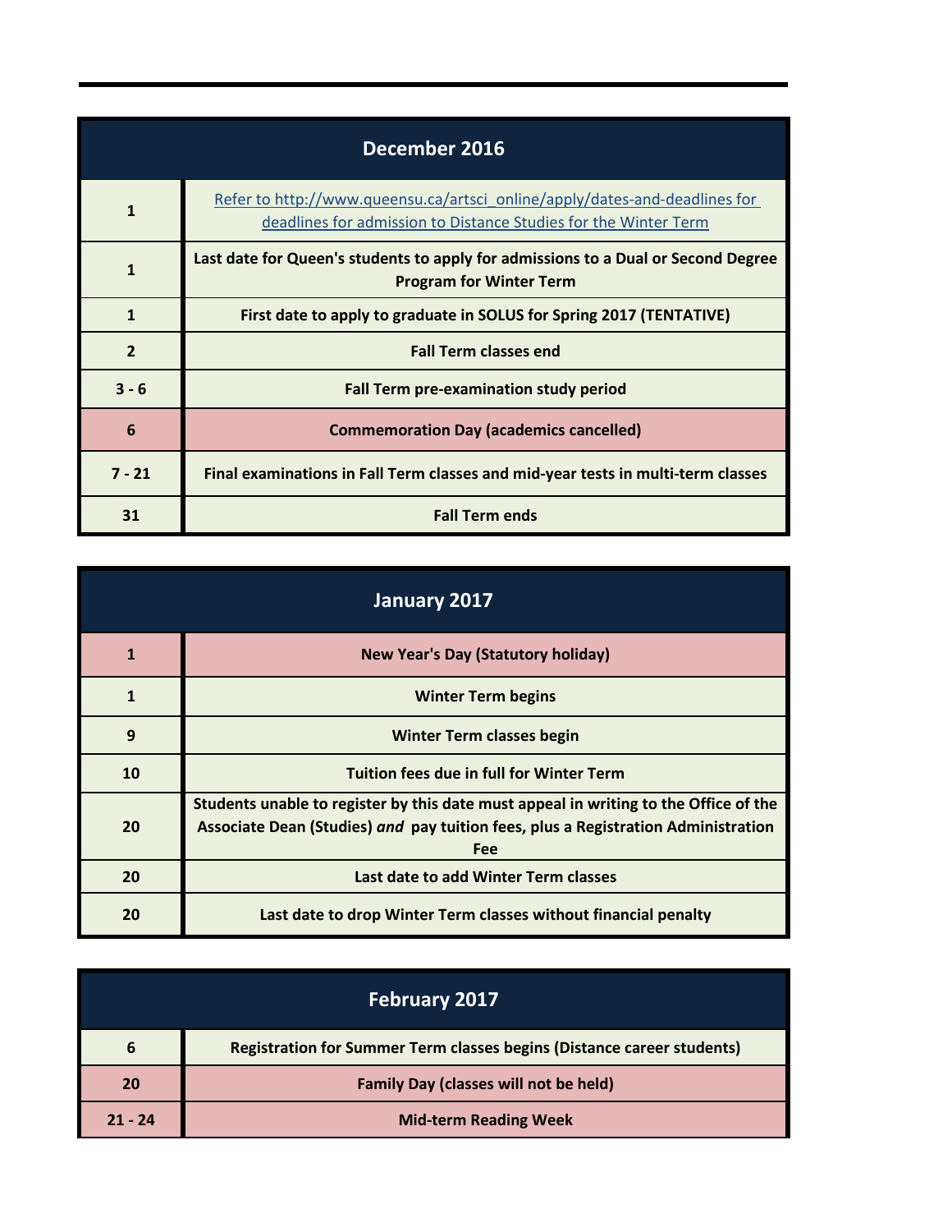| December 2016 | |
|---|---|
| 1 | [Refer to http://www.queensu.ca/artsci_online/apply/dates-and-deadlines for deadlines for admission to Distance Studies for the Winter Term](http://www.queensu.ca/artsci_online/apply/dates-and-deadlines) |
| 1 | **Last date for Queen's students to apply for admissions to a Dual or Second Degree Program for Winter Term** |
| 1 | **First date to apply to graduate in SOLUS for Spring 2017 (TENTATIVE)** |
| 2 | **Fall Term classes end** |
| 3 - 6 | **Fall Term pre-examination study period** |
| 6 | **Commemoration Day (academics cancelled)** |
| 7 - 21 | **Final examinations in Fall Term classes and mid-year tests in multi-term classes** |
| 31 | **Fall Term ends** |

| January 2017 | |
|---|---|
| 1 | **New Year's Day (Statutory holiday)** |
| 1 | **Winter Term begins** |
| 9 | **Winter Term classes begin** |
| 10 | **Tuition fees due in full for Winter Term** |
| 20 | **Students unable to register by this date must appeal in writing to the Office of the Associate Dean (Studies) *and* pay tuition fees, plus a Registration Administration Fee** |
| 20 | **Last date to add Winter Term classes** |
| 20 | **Last date to drop Winter Term classes without financial penalty** |

| February 2017 | |
|---|---|
| 6 | **Registration for Summer Term classes begins (Distance career students)** |
| 20 | **Family Day (classes will not be held)** |
| 21 - 24 | **Mid-term Reading Week** |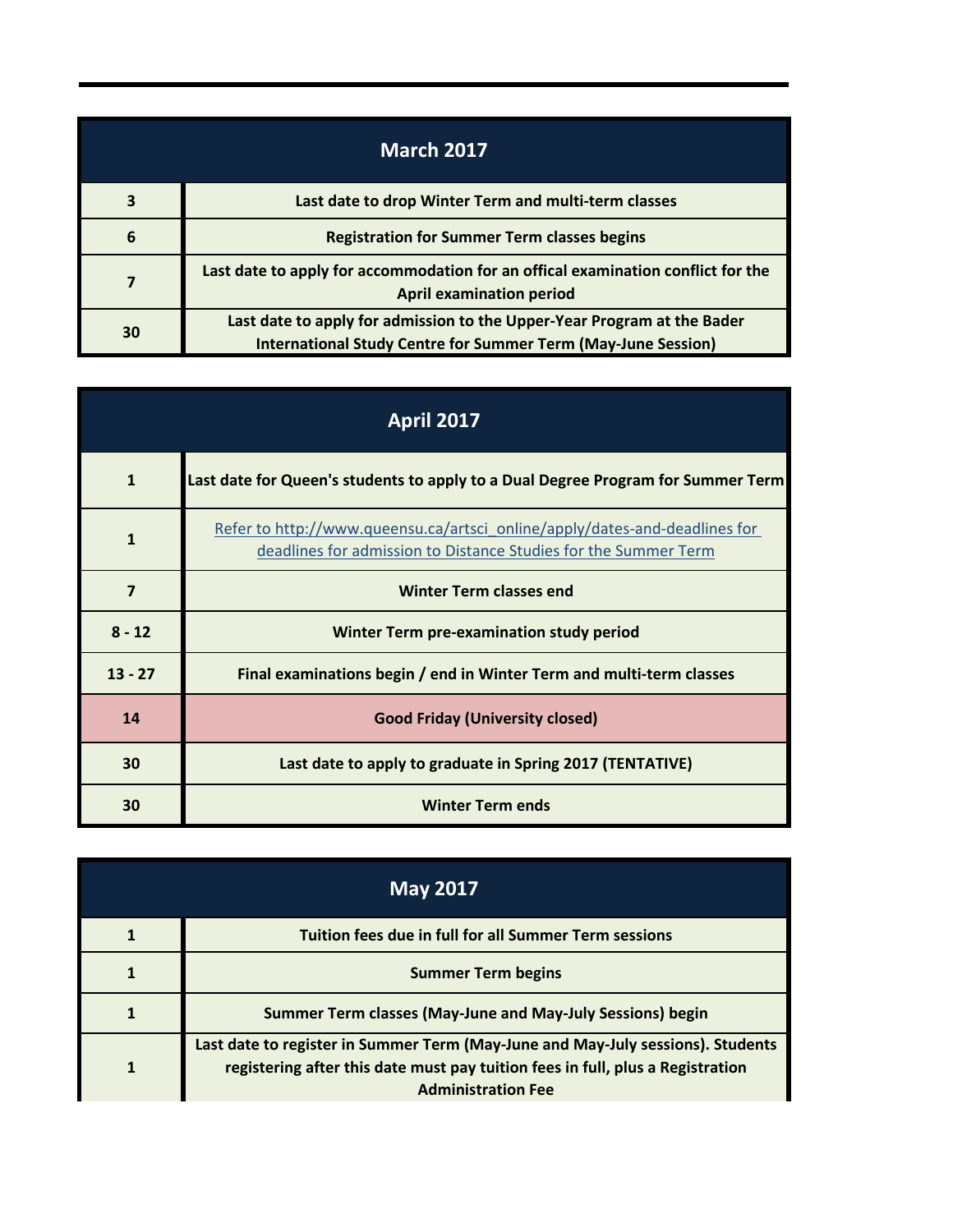| March 2017 | |
|---|---|
| 3 | Last date to drop Winter Term and multi-term classes |
| 6 | Registration for Summer Term classes begins |
| 7 | Last date to apply for accommodation for an offical examination conflict for the April examination period |
| 30 | Last date to apply for admission to the Upper-Year Program at the Bader International Study Centre for Summer Term (May-June Session) |

| April 2017 | |
|---|---|
| 1 | Last date for Queen's students to apply to a Dual Degree Program for Summer Term |
| 1 | [Refer to http://www.queensu.ca/artsci_online/apply/dates-and-deadlines for deadlines for admission to Distance Studies for the Summer Term](http://www.queensu.ca/artsci_online/apply/dates-and-deadlines) |
| 7 | Winter Term classes end |
| 8 - 12 | Winter Term pre-examination study period |
| 13 - 27 | Final examinations begin / end in Winter Term and multi-term classes |
| 14 | Good Friday (University closed) |
| 30 | Last date to apply to graduate in Spring 2017 (TENTATIVE) |
| 30 | Winter Term ends |

| May 2017 | |
|---|---|
| 1 | Tuition fees due in full for all Summer Term sessions |
| 1 | Summer Term begins |
| 1 | Summer Term classes (May-June and May-July Sessions) begin |
| 1 | Last date to register in Summer Term (May-June and May-July sessions). Students registering after this date must pay tuition fees in full, plus a Registration Administration Fee |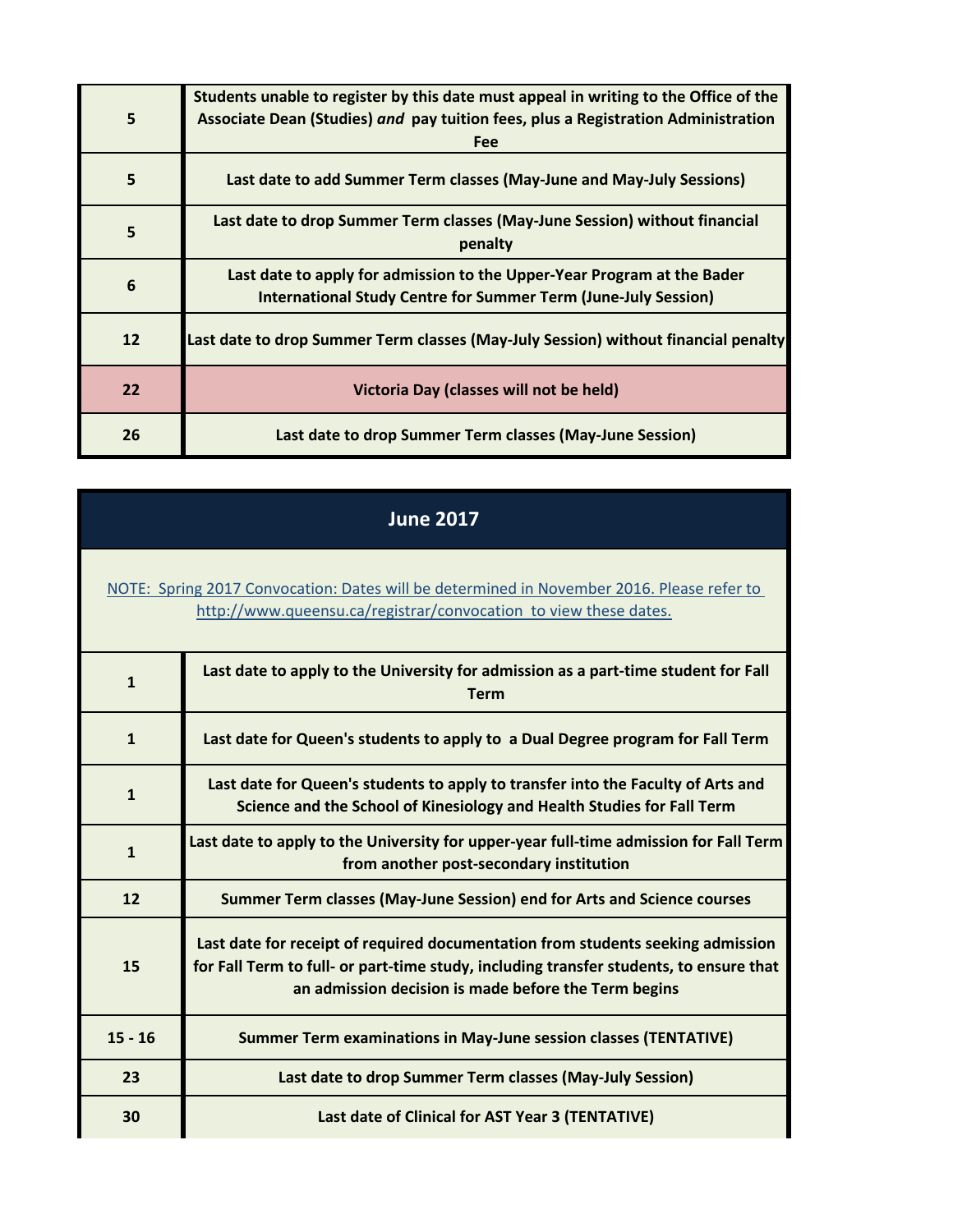| | |
|---|---|
| 5 | Students unable to register by this date must appeal in writing to the Office of the Associate Dean (Studies) *and* pay tuition fees, plus a Registration Administration Fee |
| 5 | Last date to add Summer Term classes (May-June and May-July Sessions) |
| 5 | Last date to drop Summer Term classes (May-June Session) without financial penalty |
| 6 | Last date to apply for admission to the Upper-Year Program at the Bader International Study Centre for Summer Term (June-July Session) |
| 12 | Last date to drop Summer Term classes (May-July Session) without financial penalty |
| 22 | Victoria Day (classes will not be held) |
| 26 | Last date to drop Summer Term classes (May-June Session) |

## June 2017

NOTE: Spring 2017 Convocation: Dates will be determined in November 2016. Please refer to http://www.queensu.ca/registrar/convocation to view these dates.

| | |
|---|---|
| 1 | Last date to apply to the University for admission as a part-time student for Fall Term |
| 1 | Last date for Queen's students to apply to a Dual Degree program for Fall Term |
| 1 | Last date for Queen's students to apply to transfer into the Faculty of Arts and Science and the School of Kinesiology and Health Studies for Fall Term |
| 1 | Last date to apply to the University for upper-year full-time admission for Fall Term from another post-secondary institution |
| 12 | Summer Term classes (May-June Session) end for Arts and Science courses |
| 15 | Last date for receipt of required documentation from students seeking admission for Fall Term to full- or part-time study, including transfer students, to ensure that an admission decision is made before the Term begins |
| 15 - 16 | Summer Term examinations in May-June session classes (TENTATIVE) |
| 23 | Last date to drop Summer Term classes (May-July Session) |
| 30 | Last date of Clinical for AST Year 3 (TENTATIVE) |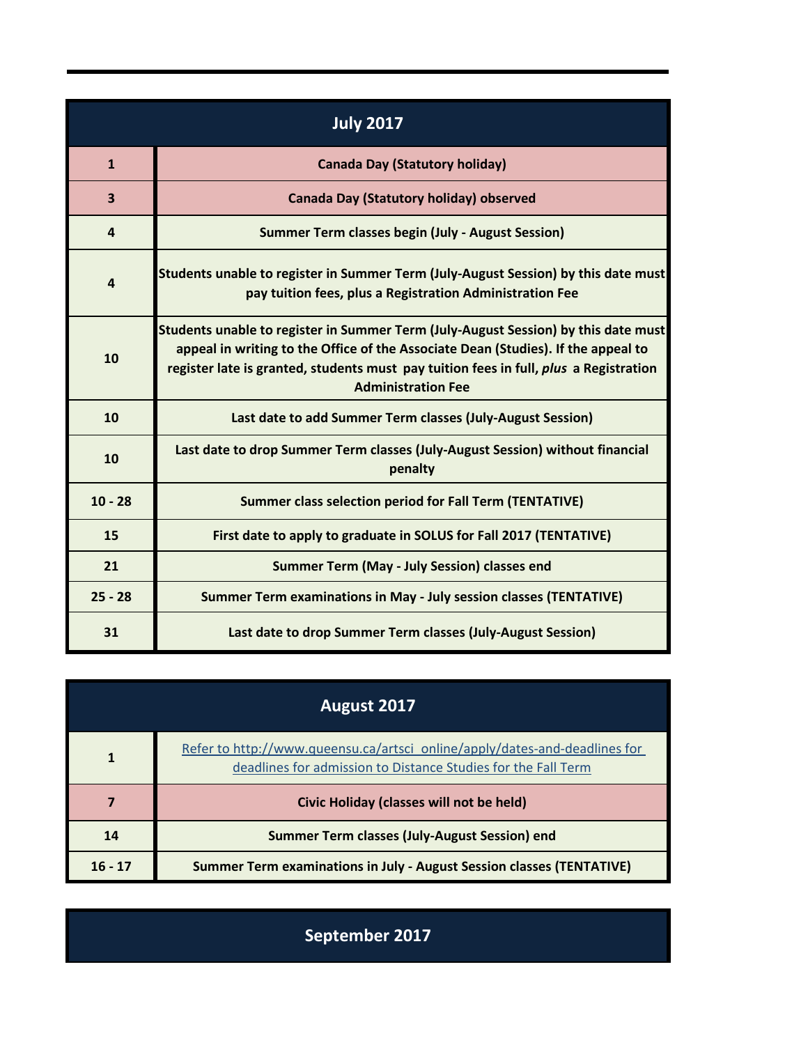| July 2017 | |
|---|---|
| 1 | **Canada Day (Statutory holiday)** |
| 3 | **Canada Day (Statutory holiday) observed** |
| 4 | **Summer Term classes begin (July - August Session)** |
| 4 | **Students unable to register in Summer Term (July-August Session) by this date must pay tuition fees, plus a Registration Administration Fee** |
| 10 | **Students unable to register in Summer Term (July-August Session) by this date must appeal in writing to the Office of the Associate Dean (Studies). If the appeal to register late is granted, students must pay tuition fees in full, *plus* a Registration Administration Fee** |
| 10 | **Last date to add Summer Term classes (July-August Session)** |
| 10 | **Last date to drop Summer Term classes (July-August Session) without financial penalty** |
| 10 - 28 | **Summer class selection period for Fall Term (TENTATIVE)** |
| 15 | **First date to apply to graduate in SOLUS for Fall 2017 (TENTATIVE)** |
| 21 | **Summer Term (May - July Session) classes end** |
| 25 - 28 | **Summer Term examinations in May - July session classes (TENTATIVE)** |
| 31 | **Last date to drop Summer Term classes (July-August Session)** |

| August 2017 | |
|---|---|
| 1 | [Refer to http://www.queensu.ca/artsci_online/apply/dates-and-deadlines for deadlines for admission to Distance Studies for the Fall Term](http://www.queensu.ca/artsci_online/apply/dates-and-deadlines) |
| 7 | **Civic Holiday (classes will not be held)** |
| 14 | **Summer Term classes (July-August Session) end** |
| 16 - 17 | **Summer Term examinations in July - August Session classes (TENTATIVE)** |

| September 2017 |
|---|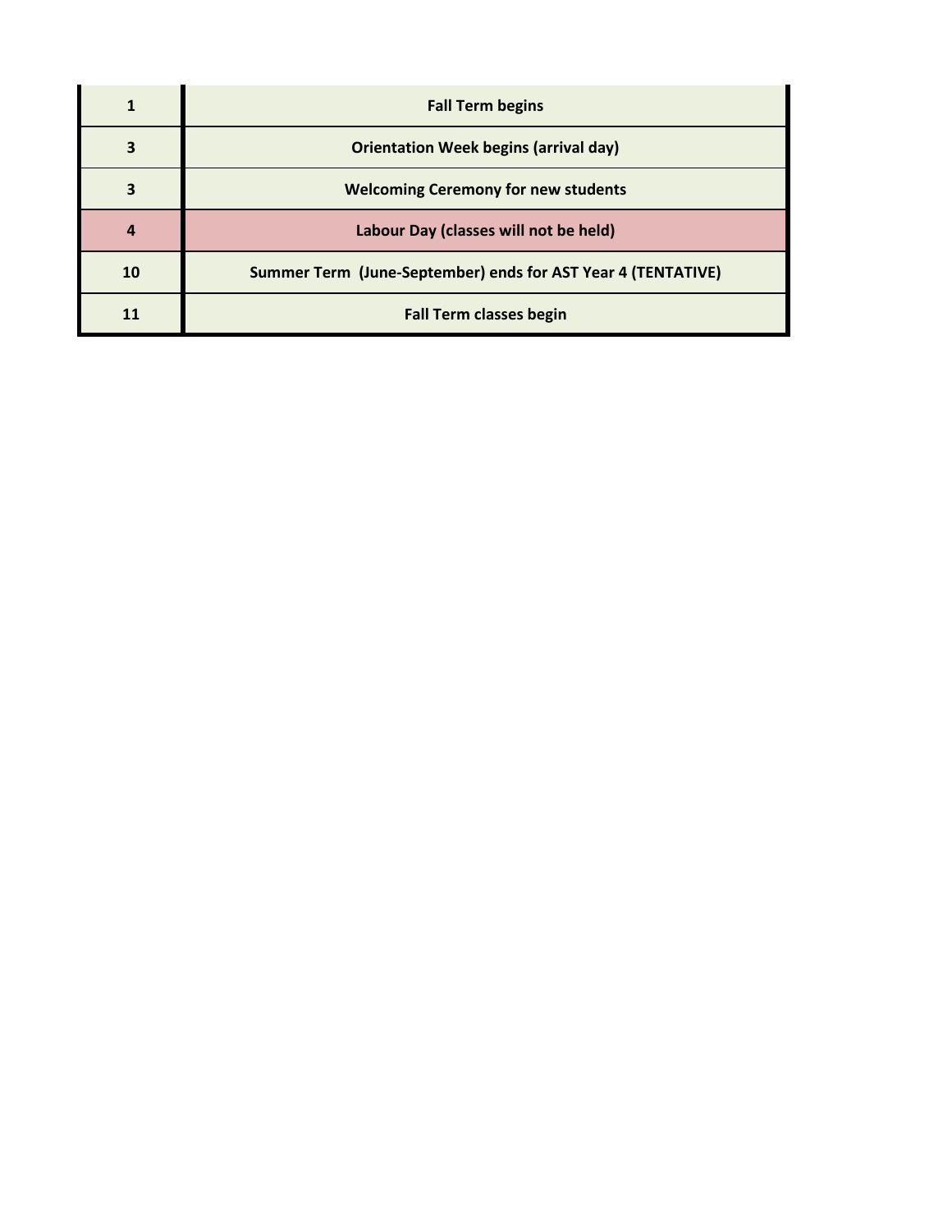| | |
|---|---|
| **1** | **Fall Term begins** |
| **3** | **Orientation Week begins (arrival day)** |
| **3** | **Welcoming Ceremony for new students** |
| **4** | **Labour Day (classes will not be held)** |
| **10** | **Summer Term  (June-September) ends for AST Year 4 (TENTATIVE)** |
| **11** | **Fall Term classes begin** |